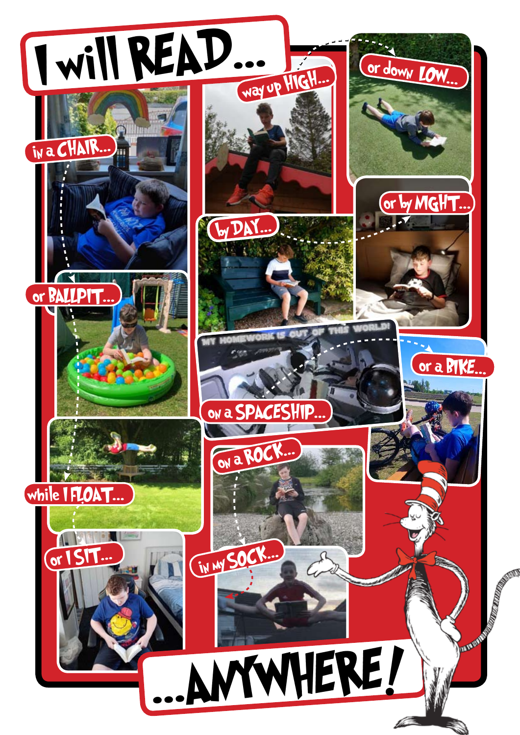# I will READ...

way up HIGH...

or down LOW...

in a CHAIR...

by DAY...

or by NIGHT...

or BALLPIT...

MY HOMEWORK IS OUT OF THIS WORLD!

on a SPACESHIP...

or a BIKE...

on a ROCK...

while I FLOAT...

or I SIT...

in MY SOCK...

# ...ANYWHERE!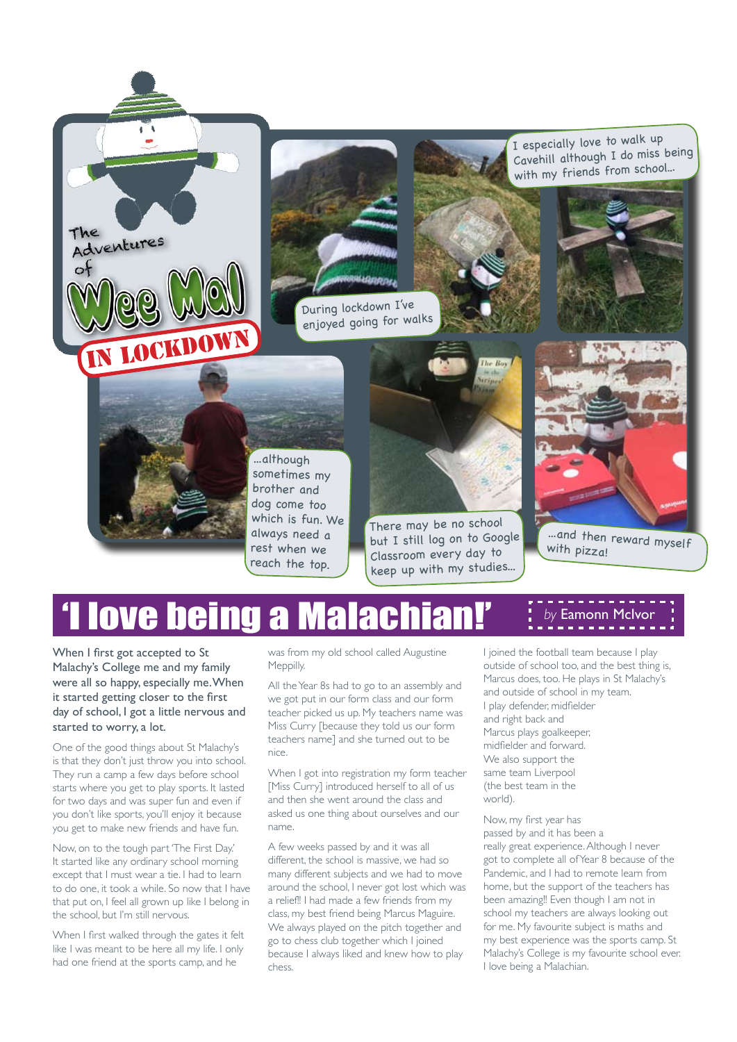# The Adventures of Wee Mal IN LOCKDOWN

During lockdown I've enjoyed going for walks

I especially love to walk up Cavehill although I do miss being with my friends from school...

...although sometimes my brother and dog come too which is fun. We always need a rest when we reach the top.

There may be no school but I still log on to Google Classroom every day to keep up with my studies...

...and then reward myself with pizza!

# 'I love being a Malachian!'

*by* Eamonn McIvor

When I first got accepted to St Malachy's College me and my family were all so happy, especially me. When it started getting closer to the first day of school, I got a little nervous and started to worry, a lot.

One of the good things about St Malachy's is that they don't just throw you into school. They run a camp a few days before school starts where you get to play sports. It lasted for two days and was super fun and even if you don't like sports, you'll enjoy it because you get to make new friends and have fun.

Now, on to the tough part 'The First Day.' It started like any ordinary school morning except that I must wear a tie. I had to learn to do one, it took a while. So now that I have that put on, I feel all grown up like I belong in the school, but I'm still nervous.

When I first walked through the gates it felt like I was meant to be here all my life. I only had one friend at the sports camp, and he was from my old school called Augustine Meppilly.

All the Year 8s had to go to an assembly and we got put in our form class and our form teacher picked us up. My teachers name was Miss Curry [because they told us our form teachers name] and she turned out to be nice.

When I got into registration my form teacher [Miss Curry] introduced herself to all of us and then she went around the class and asked us one thing about ourselves and our name.

A few weeks passed by and it was all different, the school is massive, we had so many different subjects and we had to move around the school, I never got lost which was a relief!! I had made a few friends from my class, my best friend being Marcus Maguire. We always played on the pitch together and go to chess club together which I joined because I always liked and knew how to play chess.

I joined the football team because I play outside of school too, and the best thing is, Marcus does, too. He plays in St Malachy's and outside of school in my team. I play defender, midfielder and right back and Marcus plays goalkeeper, midfielder and forward. We also support the same team Liverpool (the best team in the world).

Now, my first year has passed by and it has been a really great experience. Although I never got to complete all of Year 8 because of the Pandemic, and I had to remote learn from home, but the support of the teachers has been amazing!! Even though I am not in school my teachers are always looking out for me. My favourite subject is maths and my best experience was the sports camp. St Malachy's College is my favourite school ever. I love being a Malachian.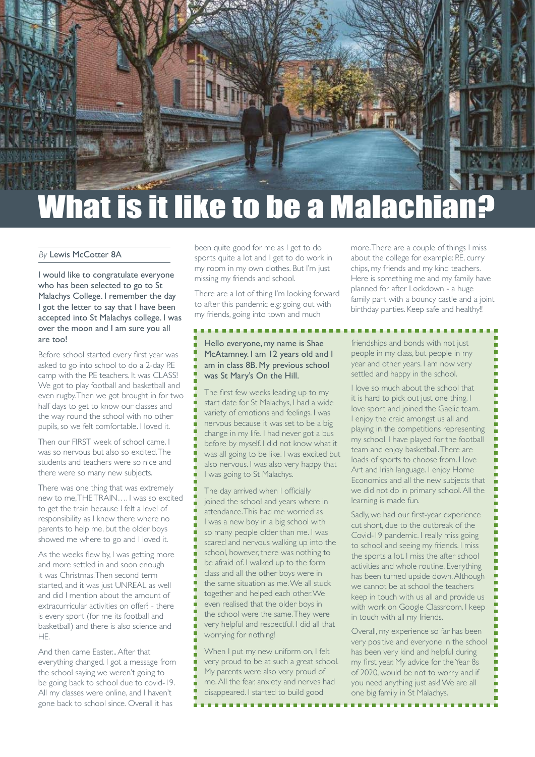# What is it like to be a Malachian?

*By* Lewis McCotter 8A

I would like to congratulate everyone who has been selected to go to St Malachys College. I remember the day I got the letter to say that I have been accepted into St Malachys college. I was over the moon and I am sure you all are too!

Before school started every first year was asked to go into school to do a 2-day P.E camp with the P.E teachers. It was CLASS! We got to play football and basketball and even rugby. Then we got brought in for two half days to get to know our classes and the way round the school with no other pupils, so we felt comfortable. I loved it.

Then our FIRST week of school came. I was so nervous but also so excited. The students and teachers were so nice and there were so many new subjects.

There was one thing that was extremely new to me, THE TRAIN…. I was so excited to get the train because I felt a level of responsibility as I knew there where no parents to help me, but the older boys showed me where to go and I loved it.

As the weeks flew by, I was getting more and more settled in and soon enough it was Christmas. Then second term started, and it was just UNREAL as well and did I mention about the amount of extracurricular activities on offer? - there is every sport (for me its football and basketball) and there is also science and HE.

And then came Easter... After that everything changed. I got a message from the school saying we weren't going to be going back to school due to covid-19. All my classes were online, and I haven't gone back to school since. Overall it has been quite good for me as I get to do sports quite a lot and I get to do work in my room in my own clothes. But I'm just missing my friends and school.

There are a lot of thing I'm looking forward to after this pandemic e.g: going out with my friends, going into town and much more. There are a couple of things I miss about the college for example: P.E, curry chips, my friends and my kind teachers. Here is something me and my family have planned for after Lockdown - a huge family part with a bouncy castle and a joint birthday parties. Keep safe and healthy!!

---

Hello everyone, my name is Shae McAtamney. I am 12 years old and I am in class 8B. My previous school was St Mary's On the Hill.

The first few weeks leading up to my start date for St Malachys, I had a wide variety of emotions and feelings. I was nervous because it was set to be a big change in my life. I had never got a bus before by myself. I did not know what it was all going to be like. I was excited but also nervous. I was also very happy that I was going to St Malachys.

The day arrived when I officially joined the school and years where in attendance. This had me worried as I was a new boy in a big school with so many people older than me. I was scared and nervous walking up into the school, however, there was nothing to be afraid of. I walked up to the form class and all the other boys were in the same situation as me. We all stuck together and helped each other. We even realised that the older boys in the school were the same. They were very helpful and respectful. I did all that worrying for nothing!

When I put my new uniform on, I felt very proud to be at such a great school. My parents were also very proud of me. All the fear, anxiety and nerves had disappeared. I started to build good friendships and bonds with not just people in my class, but people in my year and other years. I am now very settled and happy in the school.

I love so much about the school that it is hard to pick out just one thing. I love sport and joined the Gaelic team. I enjoy the craic amongst us all and playing in the competitions representing my school. I have played for the football team and enjoy basketball. There are loads of sports to choose from. I love Art and Irish language. I enjoy Home Economics and all the new subjects that we did not do in primary school. All the learning is made fun.

Sadly, we had our first-year experience cut short, due to the outbreak of the Covid-19 pandemic. I really miss going to school and seeing my friends. I miss the sports a lot. I miss the after school activities and whole routine. Everything has been turned upside down. Although we cannot be at school the teachers keep in touch with us all and provide us with work on Google Classroom. I keep in touch with all my friends.

Overall, my experience so far has been very positive and everyone in the school has been very kind and helpful during my first year. My advice for the Year 8s of 2020, would be not to worry and if you need anything just ask! We are all one big family in St Malachys.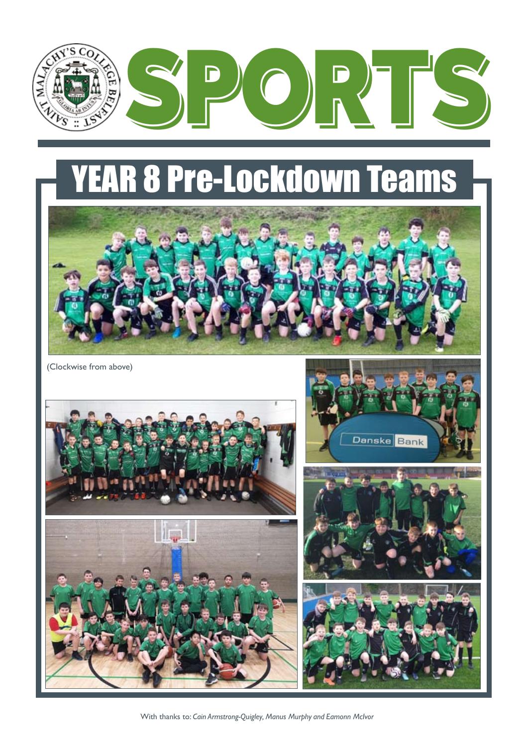# SPORTS

## YEAR 8 Pre-Lockdown Teams

(Clockwise from above)

With thanks to: *Cain Armstrong-Quigley, Manus Murphy and Eamonn McIvor*